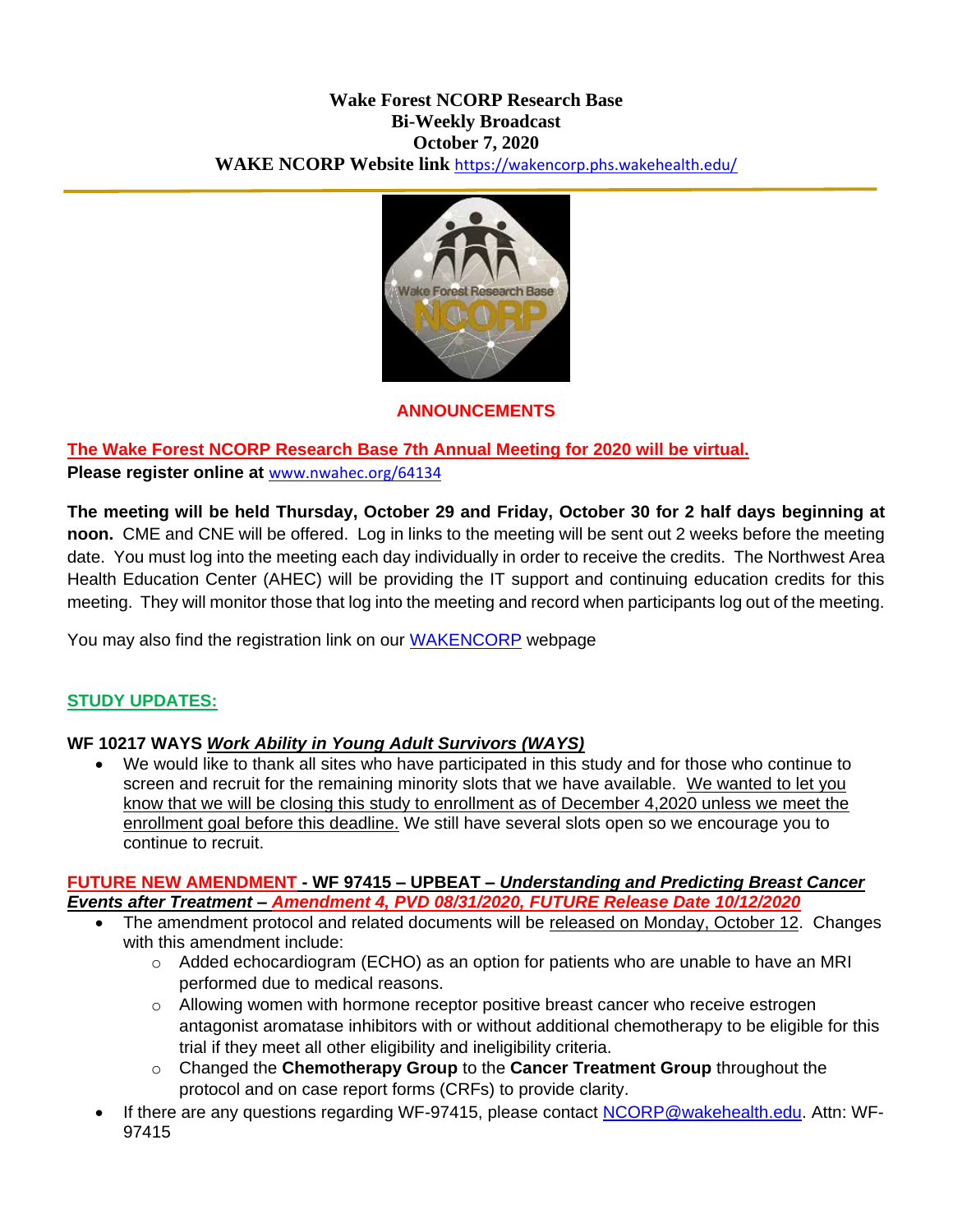**Wake Forest NCORP Research Base**
**Bi-Weekly Broadcast**
**October 7, 2020**
**WAKE NCORP Website link** https://wakencorp.phs.wakehealth.edu/

## ANNOUNCEMENTS

**The Wake Forest NCORP Research Base 7th Annual Meeting for 2020 will be virtual.**
**Please register online at** www.nwahec.org/64134

**The meeting will be held Thursday, October 29 and Friday, October 30 for 2 half days beginning at noon.** CME and CNE will be offered. Log in links to the meeting will be sent out 2 weeks before the meeting date. You must log into the meeting each day individually in order to receive the credits. The Northwest Area Health Education Center (AHEC) will be providing the IT support and continuing education credits for this meeting. They will monitor those that log into the meeting and record when participants log out of the meeting.

You may also find the registration link on our WAKENCORP webpage

## STUDY UPDATES:

**WF 10217 WAYS *Work Ability in Young Adult Survivors (WAYS)***

- We would like to thank all sites who have participated in this study and for those who continue to screen and recruit for the remaining minority slots that we have available. We wanted to let you know that we will be closing this study to enrollment as of December 4,2020 unless we meet the enrollment goal before this deadline. We still have several slots open so we encourage you to continue to recruit.

**FUTURE NEW AMENDMENT - WF 97415 – UPBEAT – *Understanding and Predicting Breast Cancer Events after Treatment – Amendment 4, PVD 08/31/2020, FUTURE Release Date 10/12/2020***

- The amendment protocol and related documents will be released on Monday, October 12. Changes with this amendment include:
  - Added echocardiogram (ECHO) as an option for patients who are unable to have an MRI performed due to medical reasons.
  - Allowing women with hormone receptor positive breast cancer who receive estrogen antagonist aromatase inhibitors with or without additional chemotherapy to be eligible for this trial if they meet all other eligibility and ineligibility criteria.
  - Changed the **Chemotherapy Group** to the **Cancer Treatment Group** throughout the protocol and on case report forms (CRFs) to provide clarity.
- If there are any questions regarding WF-97415, please contact NCORP@wakehealth.edu. Attn: WF-97415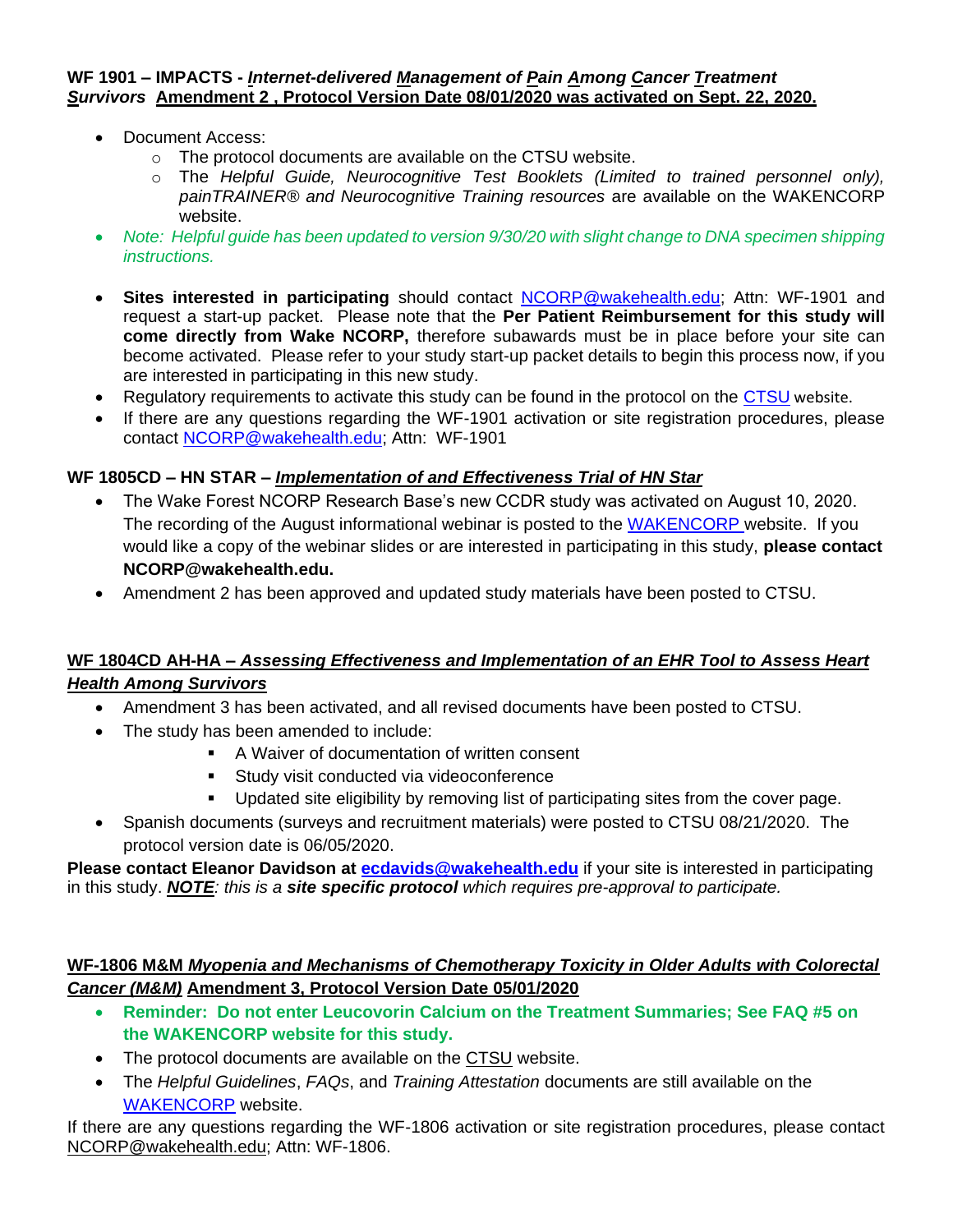**WF 1901 – IMPACTS - *Internet-delivered Management of Pain Among Cancer Treatment Survivors* Amendment 2 , Protocol Version Date 08/01/2020 was activated on Sept. 22, 2020.**

- Document Access:
  - The protocol documents are available on the CTSU website.
  - The *Helpful Guide, Neurocognitive Test Booklets (Limited to trained personnel only), painTRAINER® and Neurocognitive Training resources* are available on the WAKENCORP website.
- *Note: Helpful guide has been updated to version 9/30/20 with slight change to DNA specimen shipping instructions.*
- **Sites interested in participating** should contact NCORP@wakehealth.edu; Attn: WF-1901 and request a start-up packet. Please note that the **Per Patient Reimbursement for this study will come directly from Wake NCORP,** therefore subawards must be in place before your site can become activated. Please refer to your study start-up packet details to begin this process now, if you are interested in participating in this new study.
- Regulatory requirements to activate this study can be found in the protocol on the CTSU website.
- If there are any questions regarding the WF-1901 activation or site registration procedures, please contact NCORP@wakehealth.edu; Attn: WF-1901

**WF 1805CD – HN STAR – *Implementation of and Effectiveness Trial of HN Star***

- The Wake Forest NCORP Research Base's new CCDR study was activated on August 10, 2020. The recording of the August informational webinar is posted to the WAKENCORP website. If you would like a copy of the webinar slides or are interested in participating in this study, **please contact NCORP@wakehealth.edu.**
- Amendment 2 has been approved and updated study materials have been posted to CTSU.

**WF 1804CD AH-HA – *Assessing Effectiveness and Implementation of an EHR Tool to Assess Heart Health Among Survivors***

- Amendment 3 has been activated, and all revised documents have been posted to CTSU.
- The study has been amended to include:
  - A Waiver of documentation of written consent
  - Study visit conducted via videoconference
  - Updated site eligibility by removing list of participating sites from the cover page.
- Spanish documents (surveys and recruitment materials) were posted to CTSU 08/21/2020. The protocol version date is 06/05/2020.

**Please contact Eleanor Davidson at ecdavids@wakehealth.edu** if your site is interested in participating in this study. ***NOTE**: this is a **site specific protocol** which requires pre-approval to participate.*

**WF-1806 M&M *Myopenia and Mechanisms of Chemotherapy Toxicity in Older Adults with Colorectal Cancer (M&M)* Amendment 3, Protocol Version Date 05/01/2020**

- **Reminder: Do not enter Leucovorin Calcium on the Treatment Summaries; See FAQ #5 on the WAKENCORP website for this study.**
- The protocol documents are available on the CTSU website.
- The *Helpful Guidelines*, *FAQs*, and *Training Attestation* documents are still available on the WAKENCORP website.

If there are any questions regarding the WF-1806 activation or site registration procedures, please contact NCORP@wakehealth.edu; Attn: WF-1806.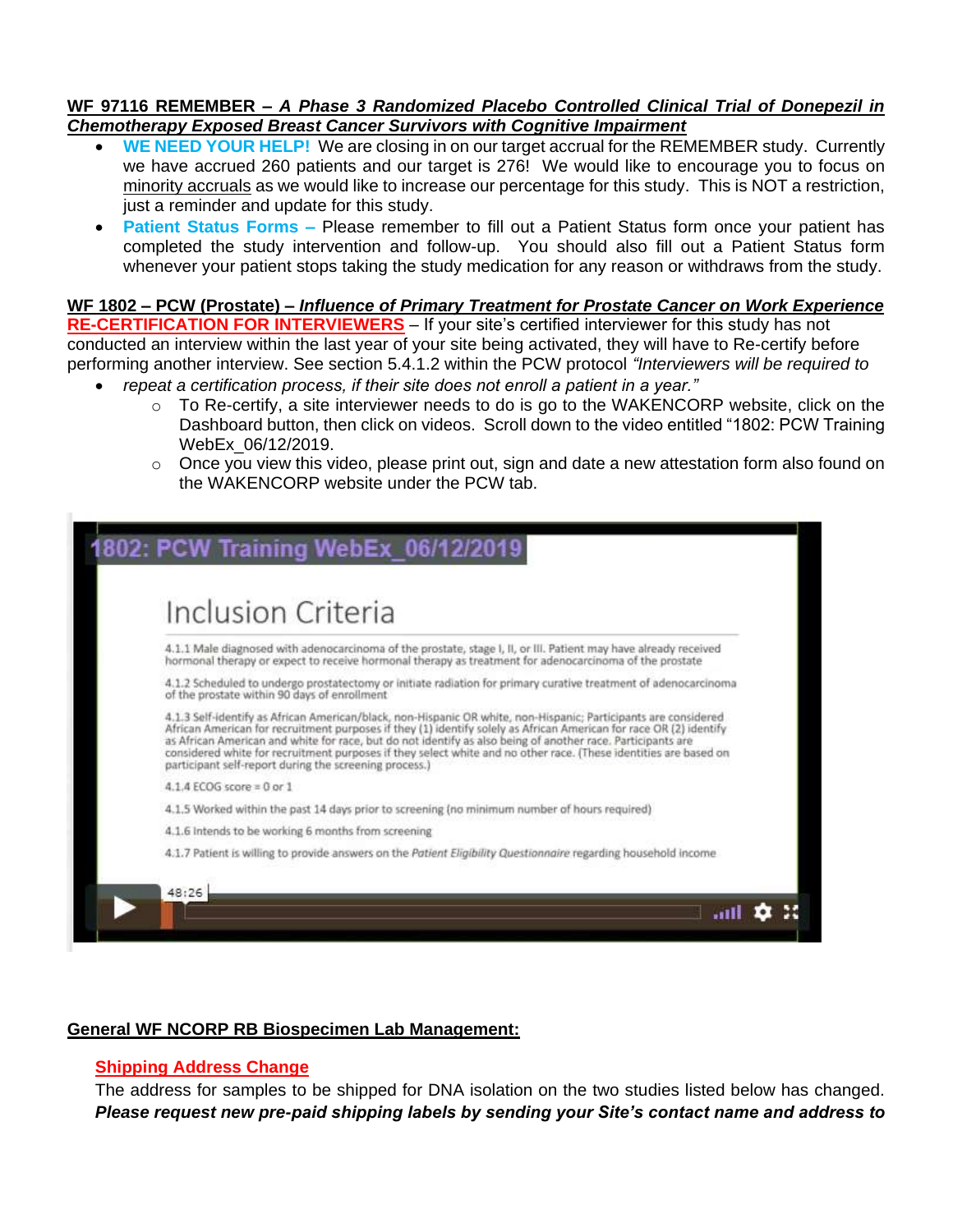**WF 97116 REMEMBER – *A Phase 3 Randomized Placebo Controlled Clinical Trial of Donepezil in Chemotherapy Exposed Breast Cancer Survivors with Cognitive Impairment***

- **WE NEED YOUR HELP!** We are closing in on our target accrual for the REMEMBER study. Currently we have accrued 260 patients and our target is 276! We would like to encourage you to focus on minority accruals as we would like to increase our percentage for this study. This is NOT a restriction, just a reminder and update for this study.
- **Patient Status Forms –** Please remember to fill out a Patient Status form once your patient has completed the study intervention and follow-up. You should also fill out a Patient Status form whenever your patient stops taking the study medication for any reason or withdraws from the study.

**WF 1802 – PCW (Prostate) – *Influence of Primary Treatment for Prostate Cancer on Work Experience***

**RE-CERTIFICATION FOR INTERVIEWERS** – If your site's certified interviewer for this study has not conducted an interview within the last year of your site being activated, they will have to Re-certify before performing another interview. See section 5.4.1.2 within the PCW protocol *"Interviewers will be required to*

- *repeat a certification process, if their site does not enroll a patient in a year."*
  - To Re-certify, a site interviewer needs to do is go to the WAKENCORP website, click on the Dashboard button, then click on videos. Scroll down to the video entitled "1802: PCW Training WebEx_06/12/2019.
  - Once you view this video, please print out, sign and date a new attestation form also found on the WAKENCORP website under the PCW tab.

1802: PCW Training WebEx_06/12/2019

Inclusion Criteria

4.1.1 Male diagnosed with adenocarcinoma of the prostate, stage I, II, or III. Patient may have already received hormonal therapy or expect to receive hormonal therapy as treatment for adenocarcinoma of the prostate

4.1.2 Scheduled to undergo prostatectomy or initiate radiation for primary curative treatment of adenocarcinoma of the prostate within 90 days of enrollment

4.1.3 Self-identify as African American/black, non-Hispanic OR white, non-Hispanic; Participants are considered African American for recruitment purposes if they (1) identify solely as African American for race OR (2) identify as African American and white for race, but do not identify as also being of another race. Participants are considered white for recruitment purposes if they select white and no other race. (These identities are based on participant self-report during the screening process.)

4.1.4 ECOG score = 0 or 1

4.1.5 Worked within the past 14 days prior to screening (no minimum number of hours required)

4.1.6 Intends to be working 6 months from screening

4.1.7 Patient is willing to provide answers on the *Patient Eligibility Questionnaire* regarding household income

48:26

**General WF NCORP RB Biospecimen Lab Management:**

**Shipping Address Change**

The address for samples to be shipped for DNA isolation on the two studies listed below has changed. ***Please request new pre-paid shipping labels by sending your Site's contact name and address to***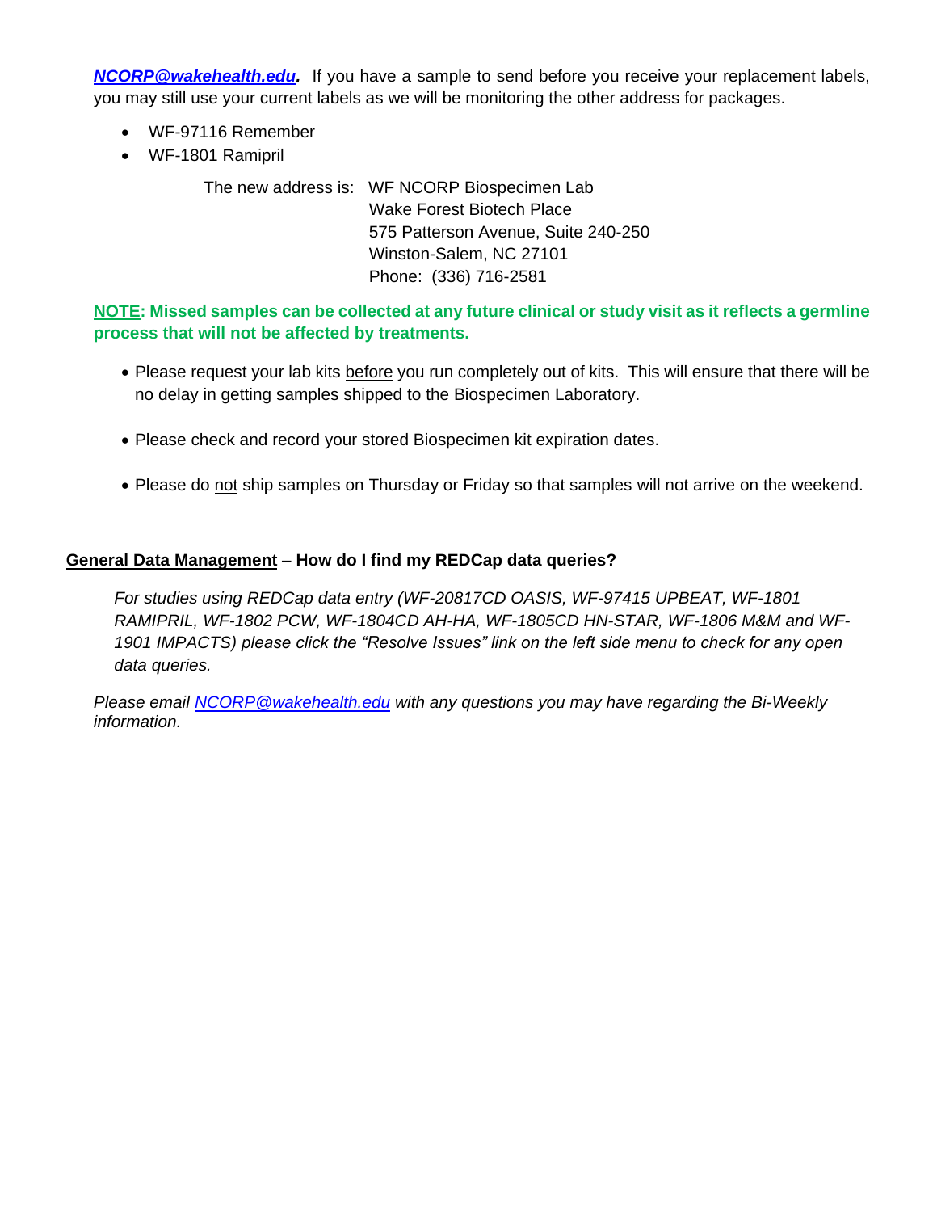***NCORP@wakehealth.edu*.** If you have a sample to send before you receive your replacement labels, you may still use your current labels as we will be monitoring the other address for packages.

- WF-97116 Remember
- WF-1801 Ramipril

The new address is: WF NCORP Biospecimen Lab
Wake Forest Biotech Place
575 Patterson Avenue, Suite 240-250
Winston-Salem, NC 27101
Phone: (336) 716-2581

**NOTE: Missed samples can be collected at any future clinical or study visit as it reflects a germline process that will not be affected by treatments.**

- Please request your lab kits before you run completely out of kits. This will ensure that there will be no delay in getting samples shipped to the Biospecimen Laboratory.
- Please check and record your stored Biospecimen kit expiration dates.
- Please do not ship samples on Thursday or Friday so that samples will not arrive on the weekend.

**General Data Management – How do I find my REDCap data queries?**

*For studies using REDCap data entry (WF-20817CD OASIS, WF-97415 UPBEAT, WF-1801 RAMIPRIL, WF-1802 PCW, WF-1804CD AH-HA, WF-1805CD HN-STAR, WF-1806 M&M and WF-1901 IMPACTS) please click the "Resolve Issues" link on the left side menu to check for any open data queries.*

*Please email NCORP@wakehealth.edu with any questions you may have regarding the Bi-Weekly information.*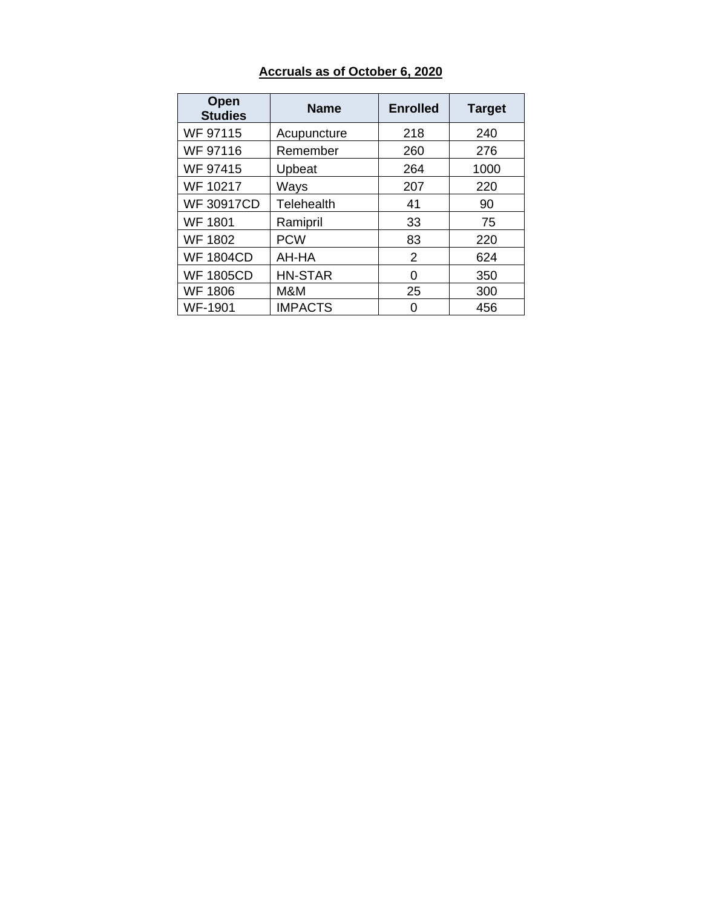**Accruals as of October 6, 2020**

| Open Studies | Name | Enrolled | Target |
|---|---|---|---|
| WF 97115 | Acupuncture | 218 | 240 |
| WF 97116 | Remember | 260 | 276 |
| WF 97415 | Upbeat | 264 | 1000 |
| WF 10217 | Ways | 207 | 220 |
| WF 30917CD | Telehealth | 41 | 90 |
| WF 1801 | Ramipril | 33 | 75 |
| WF 1802 | PCW | 83 | 220 |
| WF 1804CD | AH-HA | 2 | 624 |
| WF 1805CD | HN-STAR | 0 | 350 |
| WF 1806 | M&M | 25 | 300 |
| WF-1901 | IMPACTS | 0 | 456 |